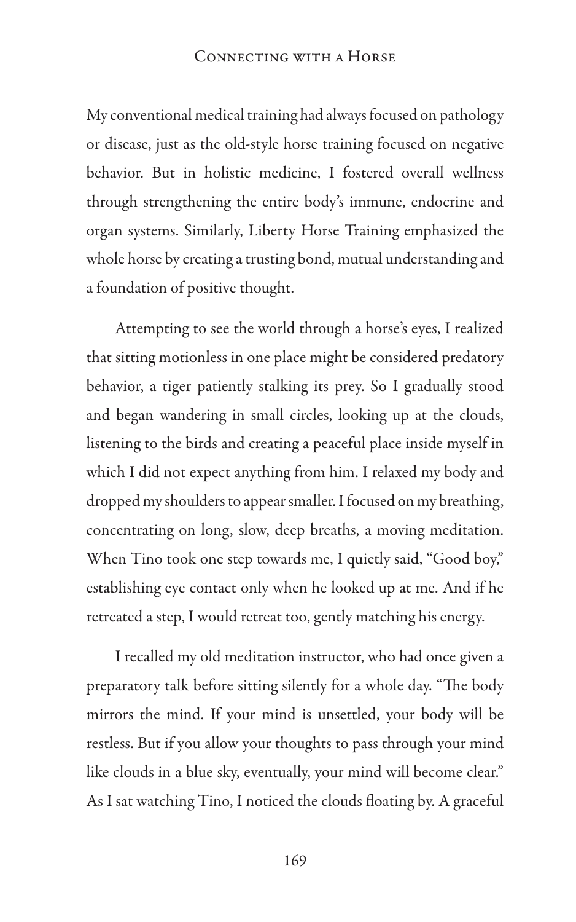My conventional medical training had always focused on pathology or disease, just as the old-style horse training focused on negative behavior. But in holistic medicine, I fostered overall wellness through strengthening the entire body's immune, endocrine and organ systems. Similarly, Liberty Horse Training emphasized the whole horse by creating a trusting bond, mutual understanding and a foundation of positive thought.

Attempting to see the world through a horse's eyes, I realized that sitting motionless in one place might be considered predatory behavior, a tiger patiently stalking its prey. So I gradually stood and began wandering in small circles, looking up at the clouds, listening to the birds and creating a peaceful place inside myself in which I did not expect anything from him. I relaxed my body and dropped my shoulders to appear smaller. I focused on my breathing, concentrating on long, slow, deep breaths, a moving meditation. When Tino took one step towards me, I quietly said, "Good boy," establishing eye contact only when he looked up at me. And if he retreated a step, I would retreat too, gently matching his energy.

I recalled my old meditation instructor, who had once given a preparatory talk before sitting silently for a whole day. "The body mirrors the mind. If your mind is unsettled, your body will be restless. But if you allow your thoughts to pass through your mind like clouds in a blue sky, eventually, your mind will become clear." As I sat watching Tino, I noticed the clouds floating by. A graceful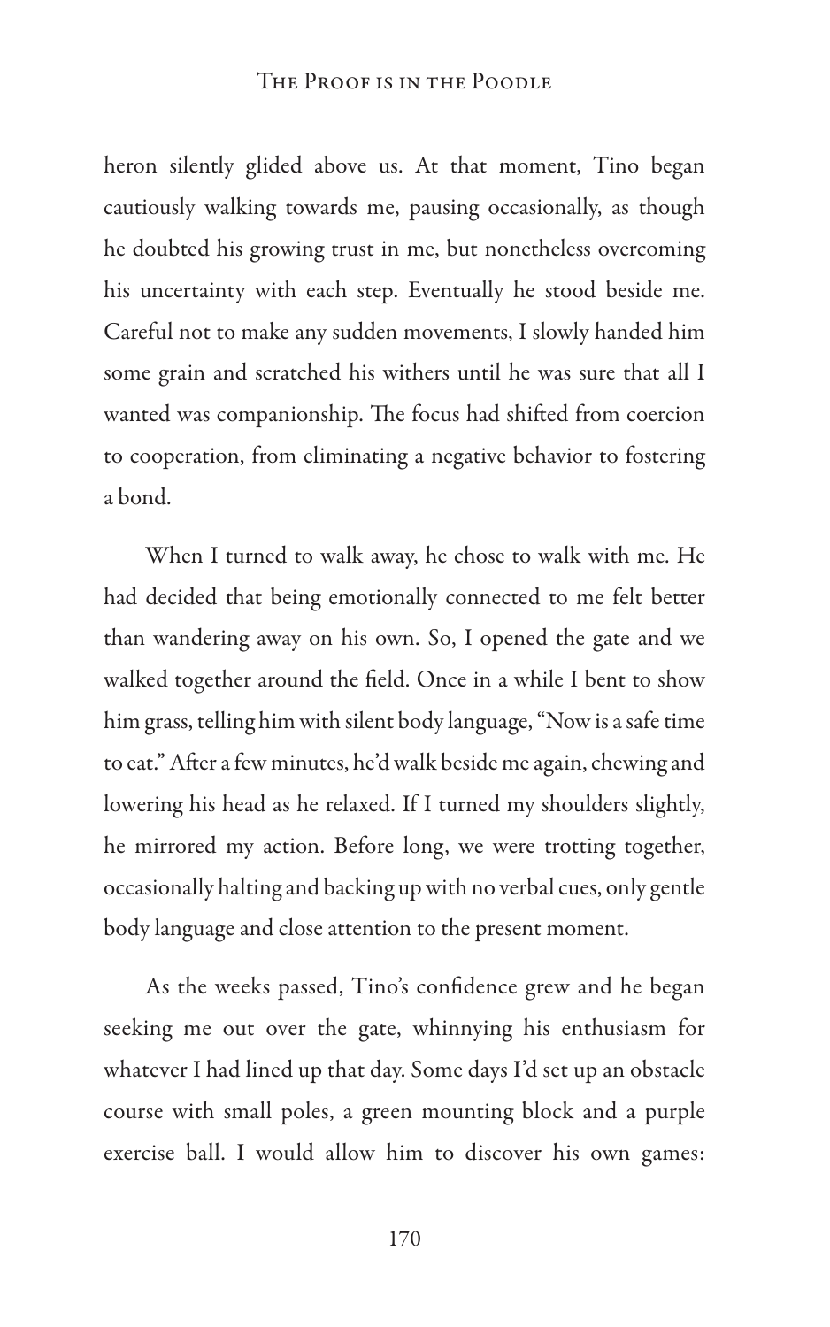heron silently glided above us. At that moment, Tino began cautiously walking towards me, pausing occasionally, as though he doubted his growing trust in me, but nonetheless overcoming his uncertainty with each step. Eventually he stood beside me. Careful not to make any sudden movements, I slowly handed him some grain and scratched his withers until he was sure that all I wanted was companionship. The focus had shifted from coercion to cooperation, from eliminating a negative behavior to fostering a bond.

When I turned to walk away, he chose to walk with me. He had decided that being emotionally connected to me felt better than wandering away on his own. So, I opened the gate and we walked together around the field. Once in a while I bent to show him grass, telling him with silent body language, "Now is a safe time to eat." After a few minutes, he'd walk beside me again, chewing and lowering his head as he relaxed. If I turned my shoulders slightly, he mirrored my action. Before long, we were trotting together, occasionally halting and backing up with no verbal cues, only gentle body language and close attention to the present moment.

As the weeks passed, Tino's confidence grew and he began seeking me out over the gate, whinnying his enthusiasm for whatever I had lined up that day. Some days I'd set up an obstacle course with small poles, a green mounting block and a purple exercise ball. I would allow him to discover his own games: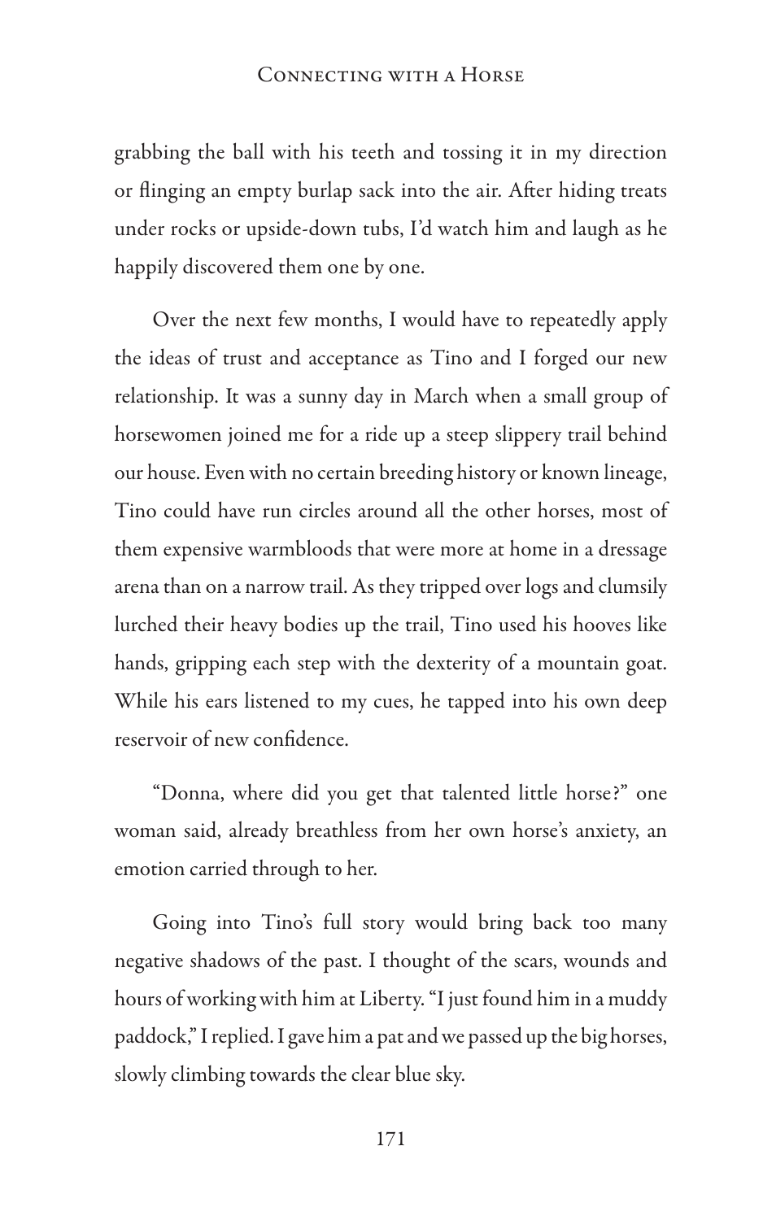grabbing the ball with his teeth and tossing it in my direction or flinging an empty burlap sack into the air. After hiding treats under rocks or upside-down tubs, I'd watch him and laugh as he happily discovered them one by one.

Over the next few months, I would have to repeatedly apply the ideas of trust and acceptance as Tino and I forged our new relationship. It was a sunny day in March when a small group of horsewomen joined me for a ride up a steep slippery trail behind our house. Even with no certain breeding history or known lineage, Tino could have run circles around all the other horses, most of them expensive warmbloods that were more at home in a dressage arena than on a narrow trail. As they tripped over logs and clumsily lurched their heavy bodies up the trail, Tino used his hooves like hands, gripping each step with the dexterity of a mountain goat. While his ears listened to my cues, he tapped into his own deep reservoir of new confidence.

"Donna, where did you get that talented little horse?" one woman said, already breathless from her own horse's anxiety, an emotion carried through to her.

Going into Tino's full story would bring back too many negative shadows of the past. I thought of the scars, wounds and hours of working with him at Liberty. "I just found him in a muddy paddock," I replied. I gave him a pat and we passed up the big horses, slowly climbing towards the clear blue sky.